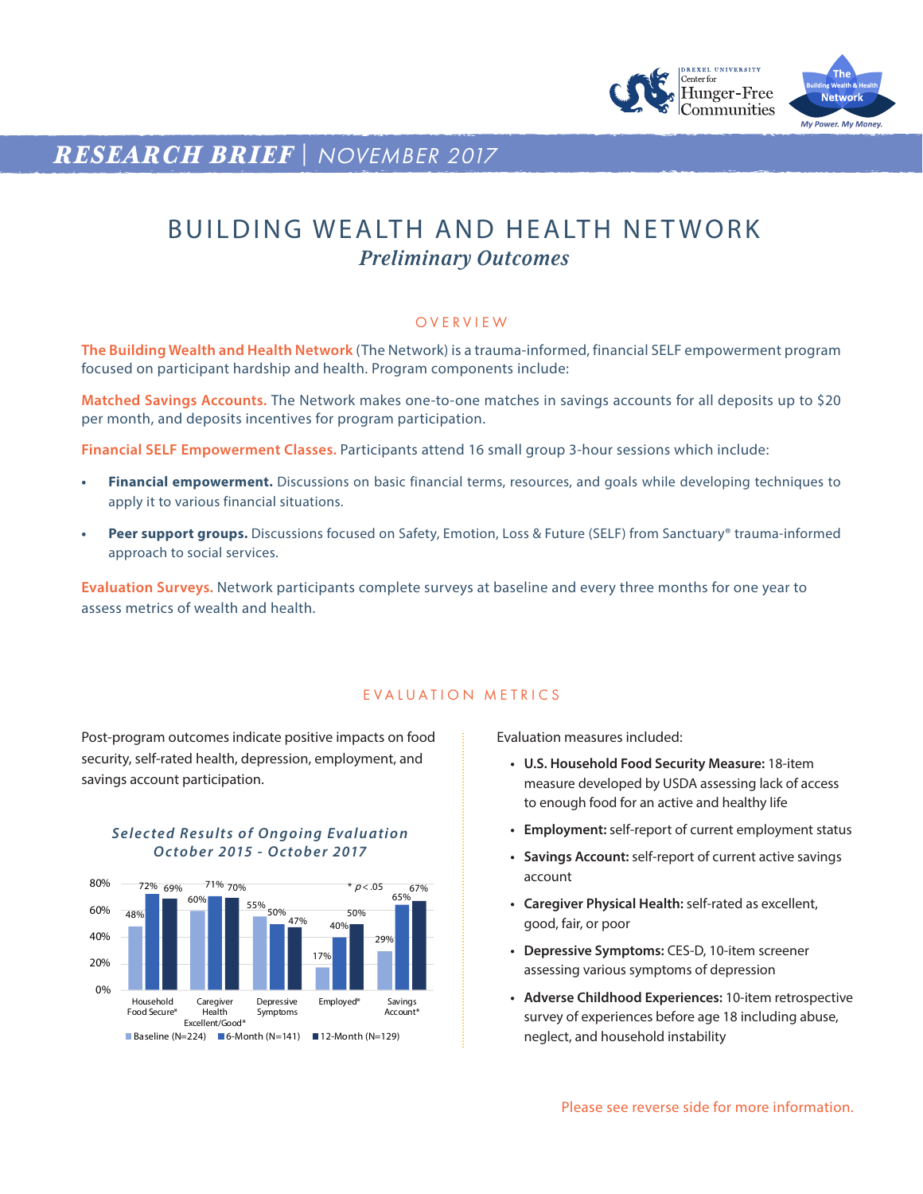# RESEARCH BRIEF | NOVEMBER 2017

# BUILDING WEALTH AND HEALTH NETWORK

## *Preliminary Outcomes*

### OVERVIEW

**The Building Wealth and Health Network** (The Network) is a trauma-informed, financial SELF empowerment program focused on participant hardship and health. Program components include:

**Matched Savings Accounts.** The Network makes one-to-one matches in savings accounts for all deposits up to $20 per month, and deposits incentives for program participation.

**Financial SELF Empowerment Classes.** Participants attend 16 small group 3-hour sessions which include:

- **Financial empowerment.** Discussions on basic financial terms, resources, and goals while developing techniques to apply it to various financial situations.
- **Peer support groups.** Discussions focused on Safety, Emotion, Loss & Future (SELF) from Sanctuary® trauma-informed approach to social services.

**Evaluation Surveys.** Network participants complete surveys at baseline and every three months for one year to assess metrics of wealth and health.

### EVALUATION METRICS

Post-program outcomes indicate positive impacts on food security, self-rated health, depression, employment, and savings account participation.

**Selected Results of Ongoing Evaluation October 2015 - October 2017**

| | Baseline (N=224) | 6-Month (N=141) | 12-Month (N=129) |
|---|---|---|---|
| Household Food Secure* | 48% | 72% | 69% |
| Caregiver Health Excellent/Good* | 60% | 71% | 70% |
| Depressive Symptoms | 55% | 50% | 47% |
| Employed* | 17% | 40% | 50% |
| Savings Account* | 29% | 65% | 67% |

* $p < .05$

Evaluation measures included:

- **U.S. Household Food Security Measure:** 18-item measure developed by USDA assessing lack of access to enough food for an active and healthy life
- **Employment:** self-report of current employment status
- **Savings Account:** self-report of current active savings account
- **Caregiver Physical Health:** self-rated as excellent, good, fair, or poor
- **Depressive Symptoms:** CES-D, 10-item screener assessing various symptoms of depression
- **Adverse Childhood Experiences:** 10-item retrospective survey of experiences before age 18 including abuse, neglect, and household instability

Please see reverse side for more information.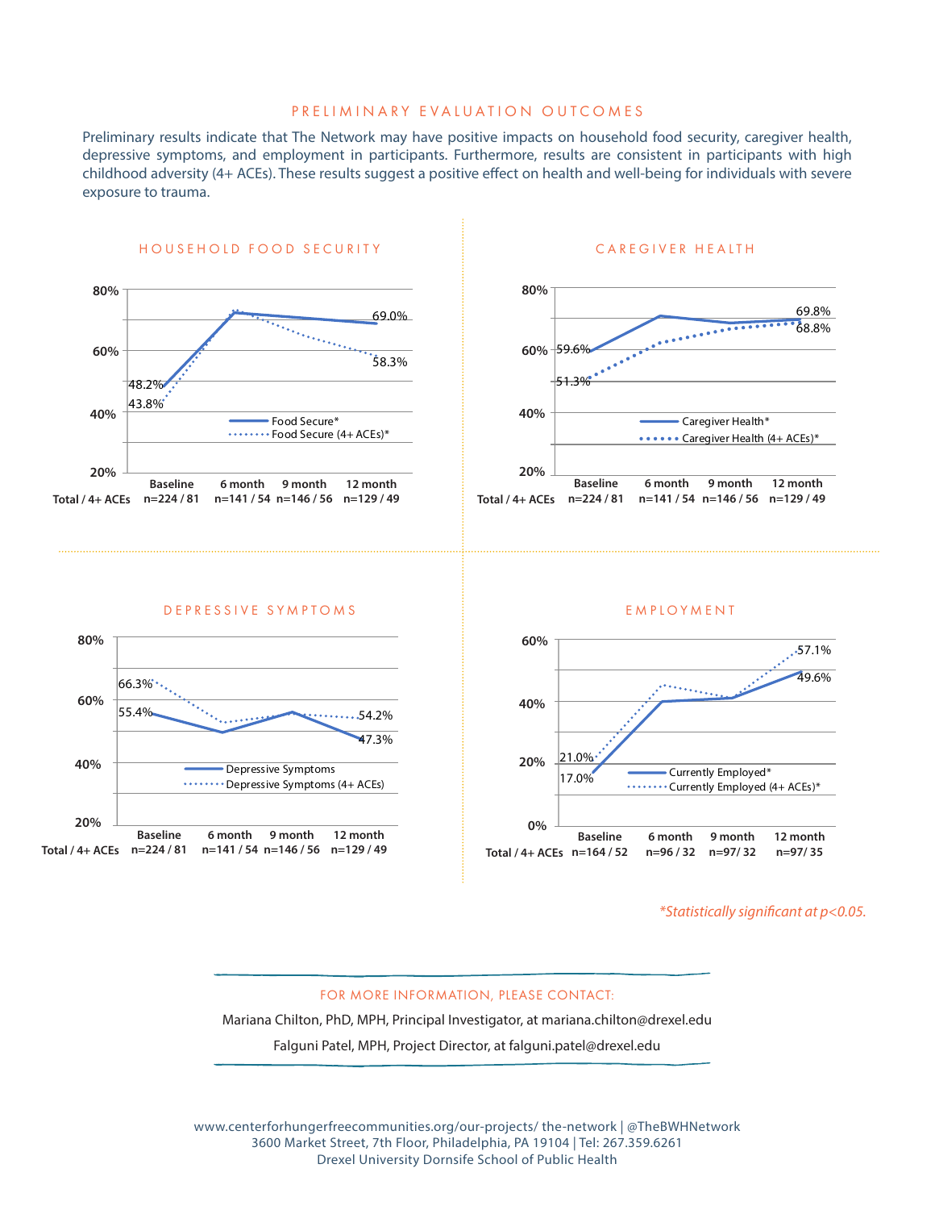## PRELIMINARY EVALUATION OUTCOMES

Preliminary results indicate that The Network may have positive impacts on household food security, caregiver health, depressive symptoms, and employment in participants. Furthermore, results are consistent in participants with high childhood adversity (4+ ACEs). These results suggest a positive effect on health and well-being for individuals with severe exposure to trauma.

### HOUSEHOLD FOOD SECURITY

80%
60%
40%
20%

48.2%
43.8%
69.0%
58.3%

Food Secure*
Food Secure (4+ ACEs)*

Total / 4+ ACEs
Baseline n=224 / 81
6 month n=141 / 54
9 month n=146 / 56
12 month n=129 / 49

### CAREGIVER HEALTH

80%
60%
40%
20%

59.6%
51.3%
69.8%
68.8%

Caregiver Health*
Caregiver Health (4+ ACEs)*

Total / 4+ ACEs
Baseline n=224 / 81
6 month n=141 / 54
9 month n=146 / 56
12 month n=129 / 49

### DEPRESSIVE SYMPTOMS

80%
60%
40%
20%

66.3%
55.4%
54.2%
47.3%

Depressive Symptoms
Depressive Symptoms (4+ ACEs)

Total / 4+ ACEs
Baseline n=224 / 81
6 month n=141 / 54
9 month n=146 / 56
12 month n=129 / 49

### EMPLOYMENT

60%
40%
20%
0%

21.0%
17.0%
57.1%
49.6%

Currently Employed*
Currently Employed (4+ ACEs)*

Total / 4+ ACEs
Baseline n=164 / 52
6 month n=96 / 32
9 month n=97/ 32
12 month n=97/ 35

*Statistically significant at $p<0.05$.*

FOR MORE INFORMATION, PLEASE CONTACT:

Mariana Chilton, PhD, MPH, Principal Investigator, at mariana.chilton@drexel.edu

Falguni Patel, MPH, Project Director, at falguni.patel@drexel.edu

www.centerforhungerfreecommunities.org/our-projects/ the-network | @TheBWHNetwork
3600 Market Street, 7th Floor, Philadelphia, PA 19104 | Tel: 267.359.6261
Drexel University Dornsife School of Public Health